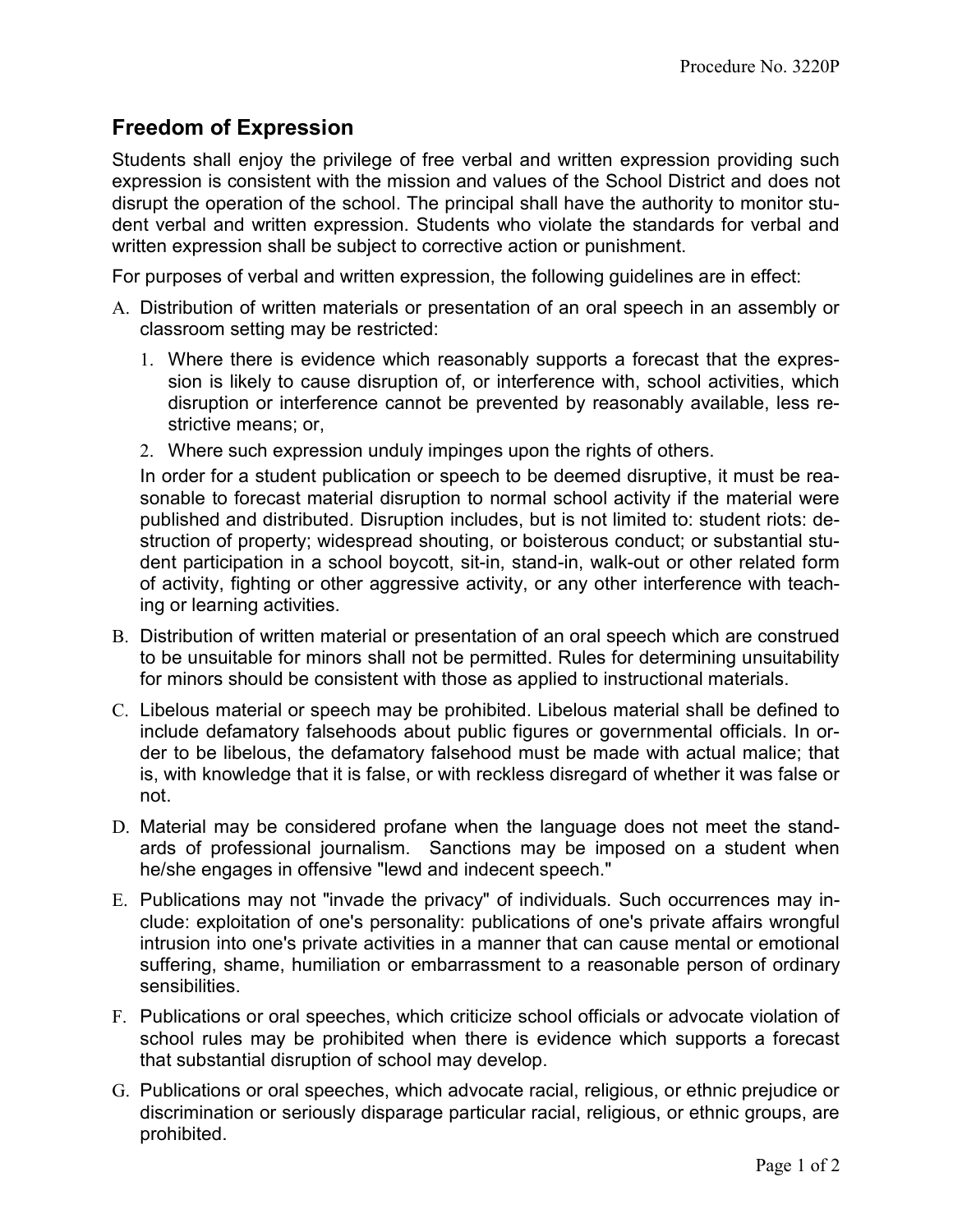Procedure No. 3220P

## Freedom of Expression

Students shall enjoy the privilege of free verbal and written expression providing such expression is consistent with the mission and values of the School District and does not disrupt the operation of the school. The principal shall have the authority to monitor student verbal and written expression. Students who violate the standards for verbal and written expression shall be subject to corrective action or punishment.

For purposes of verbal and written expression, the following guidelines are in effect:

A. Distribution of written materials or presentation of an oral speech in an assembly or classroom setting may be restricted:

   1. Where there is evidence which reasonably supports a forecast that the expression is likely to cause disruption of, or interference with, school activities, which disruption or interference cannot be prevented by reasonably available, less restrictive means; or,
   2. Where such expression unduly impinges upon the rights of others.

   In order for a student publication or speech to be deemed disruptive, it must be reasonable to forecast material disruption to normal school activity if the material were published and distributed. Disruption includes, but is not limited to: student riots: destruction of property; widespread shouting, or boisterous conduct; or substantial student participation in a school boycott, sit-in, stand-in, walk-out or other related form of activity, fighting or other aggressive activity, or any other interference with teaching or learning activities.

B. Distribution of written material or presentation of an oral speech which are construed to be unsuitable for minors shall not be permitted. Rules for determining unsuitability for minors should be consistent with those as applied to instructional materials.

C. Libelous material or speech may be prohibited. Libelous material shall be defined to include defamatory falsehoods about public figures or governmental officials. In order to be libelous, the defamatory falsehood must be made with actual malice; that is, with knowledge that it is false, or with reckless disregard of whether it was false or not.

D. Material may be considered profane when the language does not meet the standards of professional journalism. Sanctions may be imposed on a student when he/she engages in offensive "lewd and indecent speech."

E. Publications may not "invade the privacy" of individuals. Such occurrences may include: exploitation of one's personality: publications of one's private affairs wrongful intrusion into one's private activities in a manner that can cause mental or emotional suffering, shame, humiliation or embarrassment to a reasonable person of ordinary sensibilities.

F. Publications or oral speeches, which criticize school officials or advocate violation of school rules may be prohibited when there is evidence which supports a forecast that substantial disruption of school may develop.

G. Publications or oral speeches, which advocate racial, religious, or ethnic prejudice or discrimination or seriously disparage particular racial, religious, or ethnic groups, are prohibited.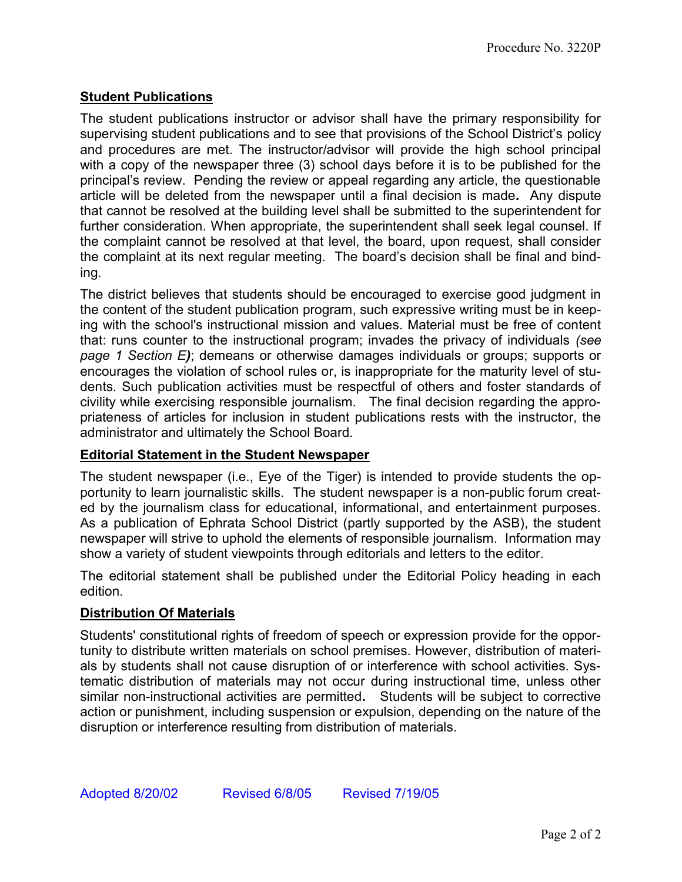## Student Publications

The student publications instructor or advisor shall have the primary responsibility for supervising student publications and to see that provisions of the School District's policy and procedures are met. The instructor/advisor will provide the high school principal with a copy of the newspaper three (3) school days before it is to be published for the principal's review. Pending the review or appeal regarding any article, the questionable article will be deleted from the newspaper until a final decision is made**.** Any dispute that cannot be resolved at the building level shall be submitted to the superintendent for further consideration. When appropriate, the superintendent shall seek legal counsel. If the complaint cannot be resolved at that level, the board, upon request, shall consider the complaint at its next regular meeting. The board's decision shall be final and binding.

The district believes that students should be encouraged to exercise good judgment in the content of the student publication program, such expressive writing must be in keeping with the school's instructional mission and values. Material must be free of content that: runs counter to the instructional program; invades the privacy of individuals *(see page 1 Section E)*; demeans or otherwise damages individuals or groups; supports or encourages the violation of school rules or, is inappropriate for the maturity level of students. Such publication activities must be respectful of others and foster standards of civility while exercising responsible journalism. The final decision regarding the appropriateness of articles for inclusion in student publications rests with the instructor, the administrator and ultimately the School Board.

## Editorial Statement in the Student Newspaper

The student newspaper (i.e., Eye of the Tiger) is intended to provide students the opportunity to learn journalistic skills. The student newspaper is a non-public forum created by the journalism class for educational, informational, and entertainment purposes. As a publication of Ephrata School District (partly supported by the ASB), the student newspaper will strive to uphold the elements of responsible journalism. Information may show a variety of student viewpoints through editorials and letters to the editor.

The editorial statement shall be published under the Editorial Policy heading in each edition.

## Distribution Of Materials

Students' constitutional rights of freedom of speech or expression provide for the opportunity to distribute written materials on school premises. However, distribution of materials by students shall not cause disruption of or interference with school activities. Systematic distribution of materials may not occur during instructional time, unless other similar non-instructional activities are permitted**.** Students will be subject to corrective action or punishment, including suspension or expulsion, depending on the nature of the disruption or interference resulting from distribution of materials.

Adopted 8/20/02 Revised 6/8/05 Revised 7/19/05